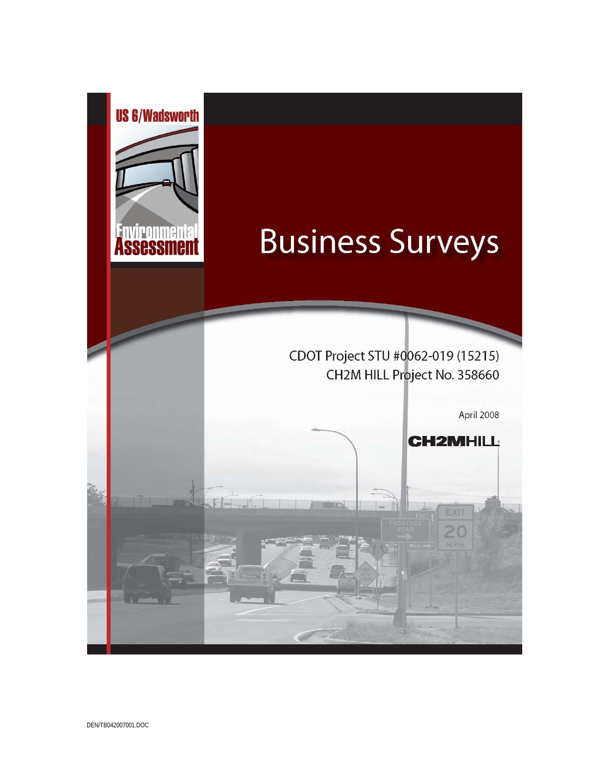US 6/Wadsworth

Environmental Assessment

# Business Surveys

CDOT Project STU #0062-019 (15215)
CH2M HILL Project No. 358660

April 2008

CH2MHILL

DEN/TB042007001.DOC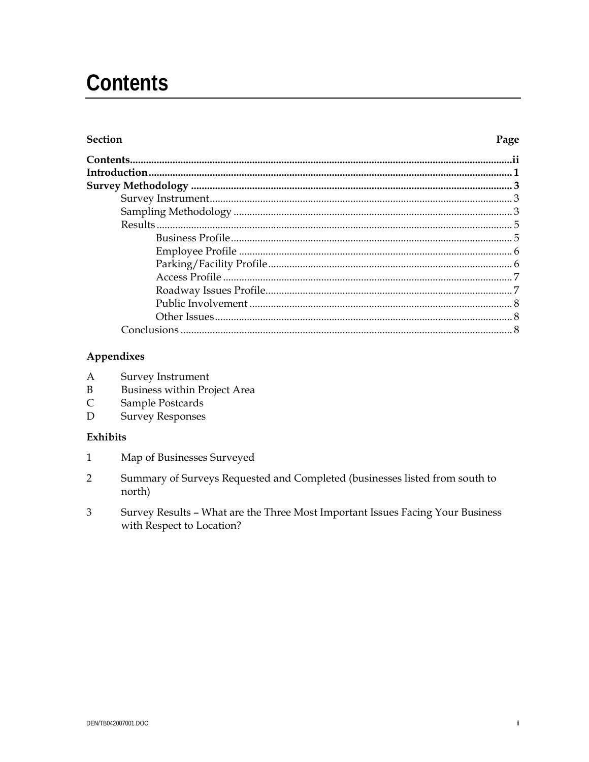# Contents

| Section | Page |
|---|---|
| **Contents** | **ii** |
| **Introduction** | **1** |
| **Survey Methodology** | **3** |
| Survey Instrument | 3 |
| Sampling Methodology | 3 |
| Results | 5 |
| Business Profile | 5 |
| Employee Profile | 6 |
| Parking/Facility Profile | 6 |
| Access Profile | 7 |
| Roadway Issues Profile | 7 |
| Public Involvement | 8 |
| Other Issues | 8 |
| Conclusions | 8 |

## Appendixes

A Survey Instrument
B Business within Project Area
C Sample Postcards
D Survey Responses

## Exhibits

1 Map of Businesses Surveyed

2 Summary of Surveys Requested and Completed (businesses listed from south to north)

3 Survey Results – What are the Three Most Important Issues Facing Your Business with Respect to Location?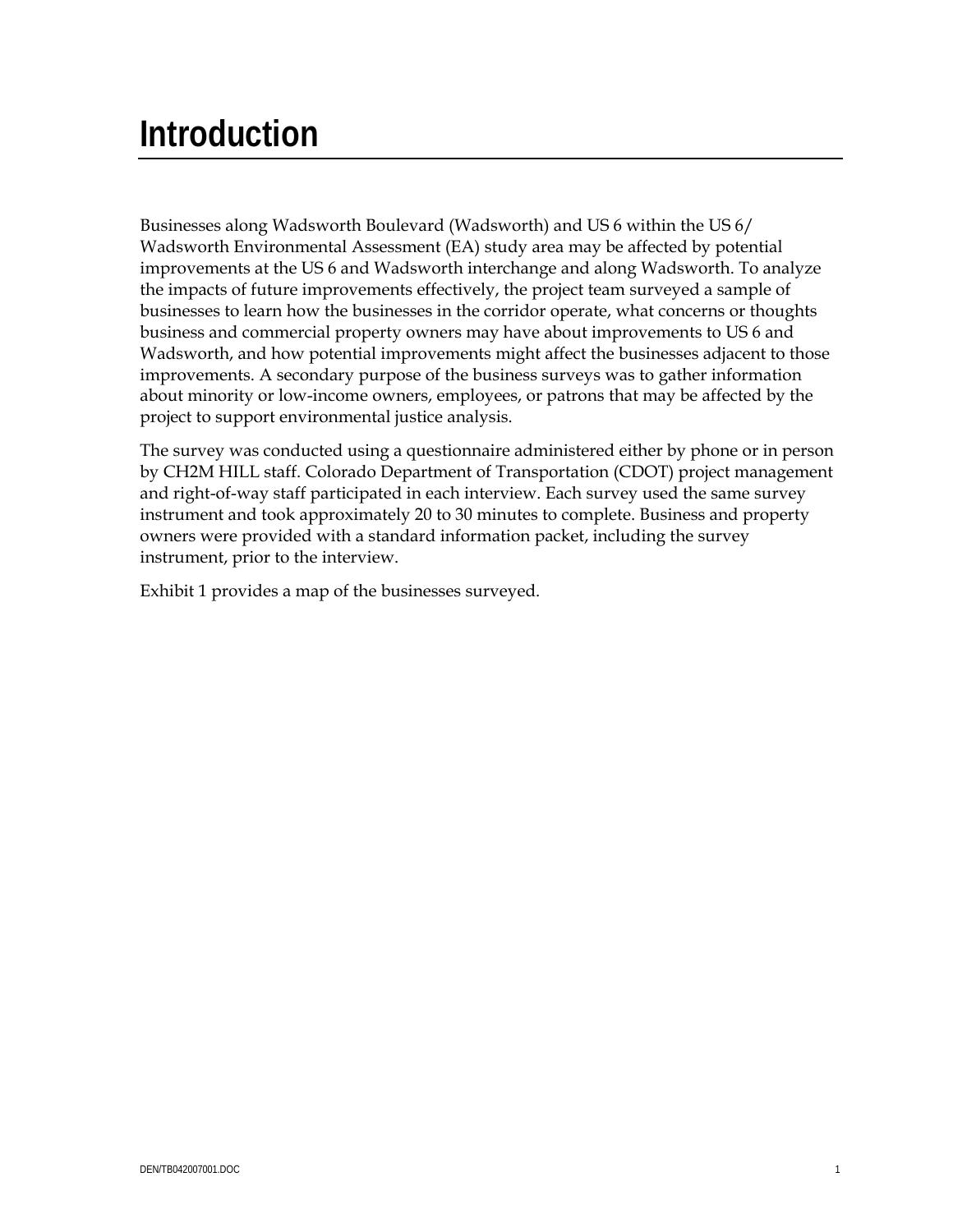# Introduction

Businesses along Wadsworth Boulevard (Wadsworth) and US 6 within the US 6/ Wadsworth Environmental Assessment (EA) study area may be affected by potential improvements at the US 6 and Wadsworth interchange and along Wadsworth. To analyze the impacts of future improvements effectively, the project team surveyed a sample of businesses to learn how the businesses in the corridor operate, what concerns or thoughts business and commercial property owners may have about improvements to US 6 and Wadsworth, and how potential improvements might affect the businesses adjacent to those improvements. A secondary purpose of the business surveys was to gather information about minority or low-income owners, employees, or patrons that may be affected by the project to support environmental justice analysis.

The survey was conducted using a questionnaire administered either by phone or in person by CH2M HILL staff. Colorado Department of Transportation (CDOT) project management and right-of-way staff participated in each interview. Each survey used the same survey instrument and took approximately 20 to 30 minutes to complete. Business and property owners were provided with a standard information packet, including the survey instrument, prior to the interview.

Exhibit 1 provides a map of the businesses surveyed.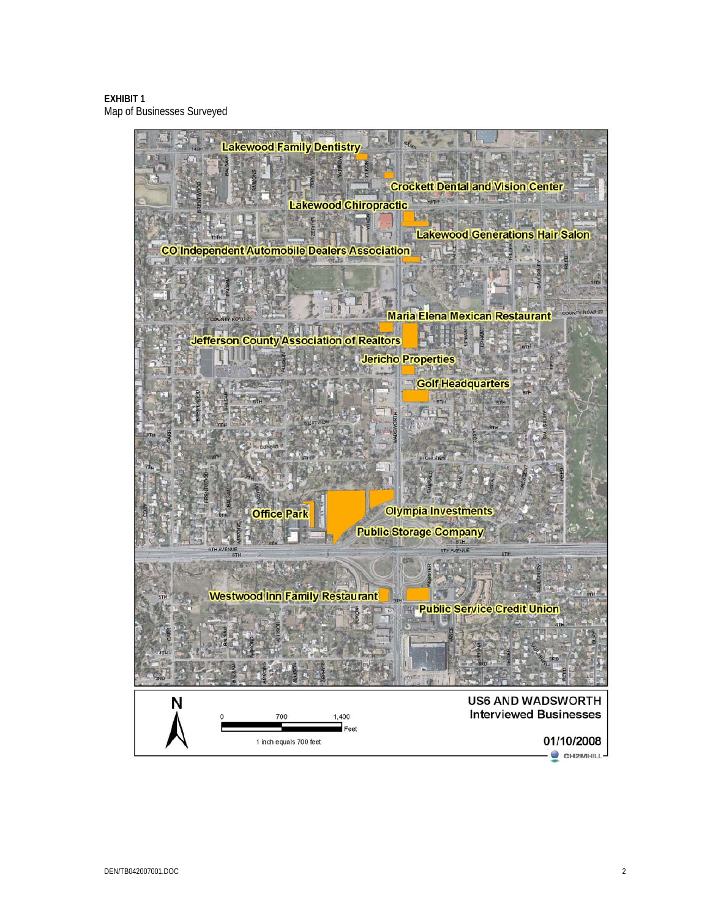**EXHIBIT 1**
Map of Businesses Surveyed

Lakewood Family Dentistry
Crockett Dental and Vision Center
Lakewood Chiropractic
Lakewood Generations Hair Salon
CO Independent Automobile Dealers Association
Maria Elena Mexican Restaurant
Jefferson County Association of Realtors
Jericho Properties
Golf Headquarters
Olympia Investments
Office Park
Public Storage Company
Westwood Inn Family Restaurant
Public Service Credit Union

N

0 700 1,400 Feet

1 inch equals 700 feet

US6 AND WADSWORTH
Interviewed Businesses

01/10/2008

CH2MHILL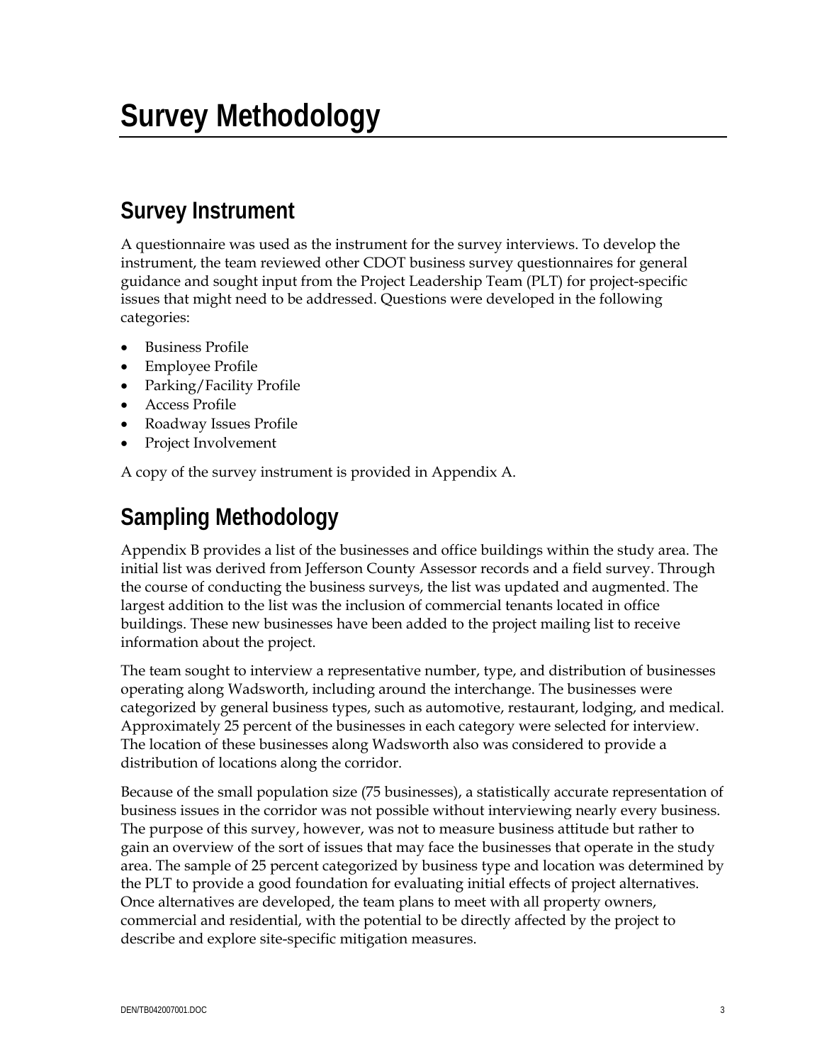# Survey Methodology

## Survey Instrument

A questionnaire was used as the instrument for the survey interviews. To develop the instrument, the team reviewed other CDOT business survey questionnaires for general guidance and sought input from the Project Leadership Team (PLT) for project-specific issues that might need to be addressed. Questions were developed in the following categories:

- Business Profile
- Employee Profile
- Parking/Facility Profile
- Access Profile
- Roadway Issues Profile
- Project Involvement

A copy of the survey instrument is provided in Appendix A.

## Sampling Methodology

Appendix B provides a list of the businesses and office buildings within the study area. The initial list was derived from Jefferson County Assessor records and a field survey. Through the course of conducting the business surveys, the list was updated and augmented. The largest addition to the list was the inclusion of commercial tenants located in office buildings. These new businesses have been added to the project mailing list to receive information about the project.

The team sought to interview a representative number, type, and distribution of businesses operating along Wadsworth, including around the interchange. The businesses were categorized by general business types, such as automotive, restaurant, lodging, and medical. Approximately 25 percent of the businesses in each category were selected for interview. The location of these businesses along Wadsworth also was considered to provide a distribution of locations along the corridor.

Because of the small population size (75 businesses), a statistically accurate representation of business issues in the corridor was not possible without interviewing nearly every business. The purpose of this survey, however, was not to measure business attitude but rather to gain an overview of the sort of issues that may face the businesses that operate in the study area. The sample of 25 percent categorized by business type and location was determined by the PLT to provide a good foundation for evaluating initial effects of project alternatives. Once alternatives are developed, the team plans to meet with all property owners, commercial and residential, with the potential to be directly affected by the project to describe and explore site-specific mitigation measures.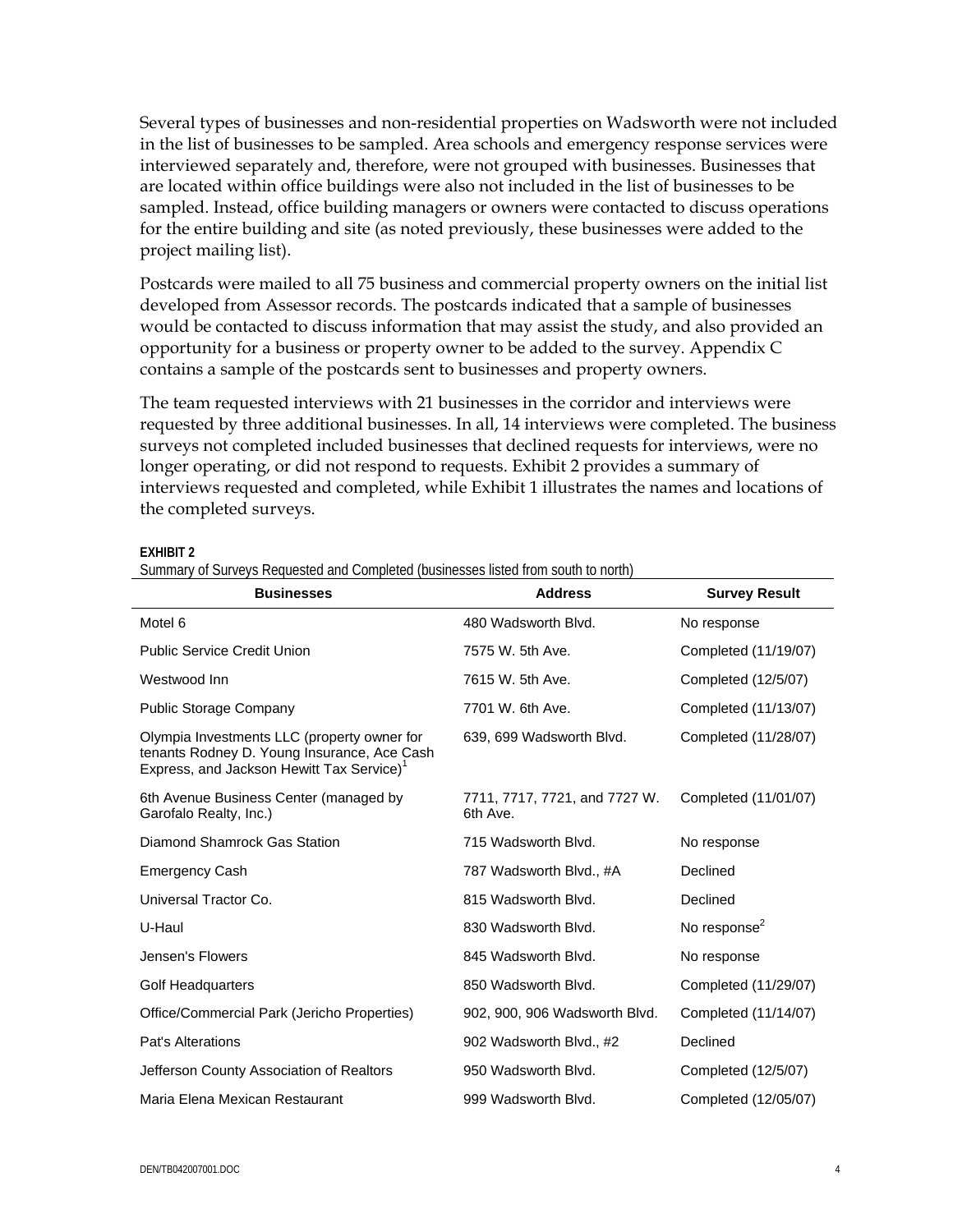Several types of businesses and non-residential properties on Wadsworth were not included in the list of businesses to be sampled. Area schools and emergency response services were interviewed separately and, therefore, were not grouped with businesses. Businesses that are located within office buildings were also not included in the list of businesses to be sampled. Instead, office building managers or owners were contacted to discuss operations for the entire building and site (as noted previously, these businesses were added to the project mailing list).

Postcards were mailed to all 75 business and commercial property owners on the initial list developed from Assessor records. The postcards indicated that a sample of businesses would be contacted to discuss information that may assist the study, and also provided an opportunity for a business or property owner to be added to the survey. Appendix C contains a sample of the postcards sent to businesses and property owners.

The team requested interviews with 21 businesses in the corridor and interviews were requested by three additional businesses. In all, 14 interviews were completed. The business surveys not completed included businesses that declined requests for interviews, were no longer operating, or did not respond to requests. Exhibit 2 provides a summary of interviews requested and completed, while Exhibit 1 illustrates the names and locations of the completed surveys.

**EXHIBIT 2**

Summary of Surveys Requested and Completed (businesses listed from south to north)

| Businesses | Address | Survey Result |
|---|---|---|
| Motel 6 | 480 Wadsworth Blvd. | No response |
| Public Service Credit Union | 7575 W. 5th Ave. | Completed (11/19/07) |
| Westwood Inn | 7615 W. 5th Ave. | Completed (12/5/07) |
| Public Storage Company | 7701 W. 6th Ave. | Completed (11/13/07) |
| Olympia Investments LLC (property owner for tenants Rodney D. Young Insurance, Ace Cash Express, and Jackson Hewitt Tax Service)[1] | 639, 699 Wadsworth Blvd. | Completed (11/28/07) |
| 6th Avenue Business Center (managed by Garofalo Realty, Inc.) | 7711, 7717, 7721, and 7727 W. 6th Ave. | Completed (11/01/07) |
| Diamond Shamrock Gas Station | 715 Wadsworth Blvd. | No response |
| Emergency Cash | 787 Wadsworth Blvd., #A | Declined |
| Universal Tractor Co. | 815 Wadsworth Blvd. | Declined |
| U-Haul | 830 Wadsworth Blvd. | No response[2] |
| Jensen's Flowers | 845 Wadsworth Blvd. | No response |
| Golf Headquarters | 850 Wadsworth Blvd. | Completed (11/29/07) |
| Office/Commercial Park (Jericho Properties) | 902, 900, 906 Wadsworth Blvd. | Completed (11/14/07) |
| Pat's Alterations | 902 Wadsworth Blvd., #2 | Declined |
| Jefferson County Association of Realtors | 950 Wadsworth Blvd. | Completed (12/5/07) |
| Maria Elena Mexican Restaurant | 999 Wadsworth Blvd. | Completed (12/05/07) |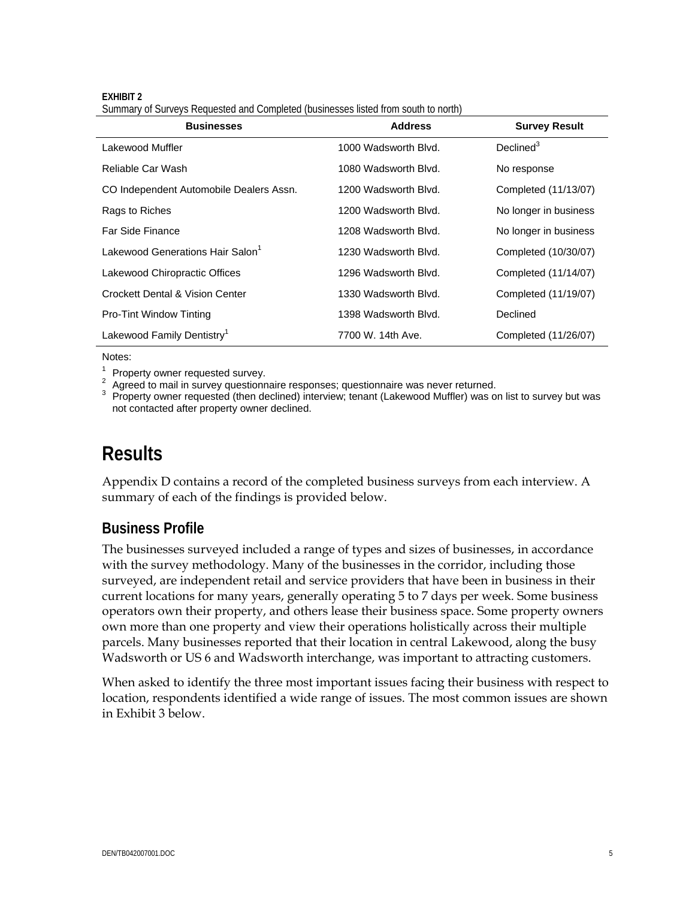**EXHIBIT 2**

Summary of Surveys Requested and Completed (businesses listed from south to north)

| Businesses | Address | Survey Result |
| --- | --- | --- |
| Lakewood Muffler | 1000 Wadsworth Blvd. | Declined[3] |
| Reliable Car Wash | 1080 Wadsworth Blvd. | No response |
| CO Independent Automobile Dealers Assn. | 1200 Wadsworth Blvd. | Completed (11/13/07) |
| Rags to Riches | 1200 Wadsworth Blvd. | No longer in business |
| Far Side Finance | 1208 Wadsworth Blvd. | No longer in business |
| Lakewood Generations Hair Salon[1] | 1230 Wadsworth Blvd. | Completed (10/30/07) |
| Lakewood Chiropractic Offices | 1296 Wadsworth Blvd. | Completed (11/14/07) |
| Crockett Dental & Vision Center | 1330 Wadsworth Blvd. | Completed (11/19/07) |
| Pro-Tint Window Tinting | 1398 Wadsworth Blvd. | Declined |
| Lakewood Family Dentistry[1] | 7700 W. 14th Ave. | Completed (11/26/07) |

Notes:

[1] Property owner requested survey.

[2] Agreed to mail in survey questionnaire responses; questionnaire was never returned.

[3] Property owner requested (then declined) interview; tenant (Lakewood Muffler) was on list to survey but was not contacted after property owner declined.

# Results

Appendix D contains a record of the completed business surveys from each interview. A summary of each of the findings is provided below.

## Business Profile

The businesses surveyed included a range of types and sizes of businesses, in accordance with the survey methodology. Many of the businesses in the corridor, including those surveyed, are independent retail and service providers that have been in business in their current locations for many years, generally operating 5 to 7 days per week. Some business operators own their property, and others lease their business space. Some property owners own more than one property and view their operations holistically across their multiple parcels. Many businesses reported that their location in central Lakewood, along the busy Wadsworth or US 6 and Wadsworth interchange, was important to attracting customers.

When asked to identify the three most important issues facing their business with respect to location, respondents identified a wide range of issues. The most common issues are shown in Exhibit 3 below.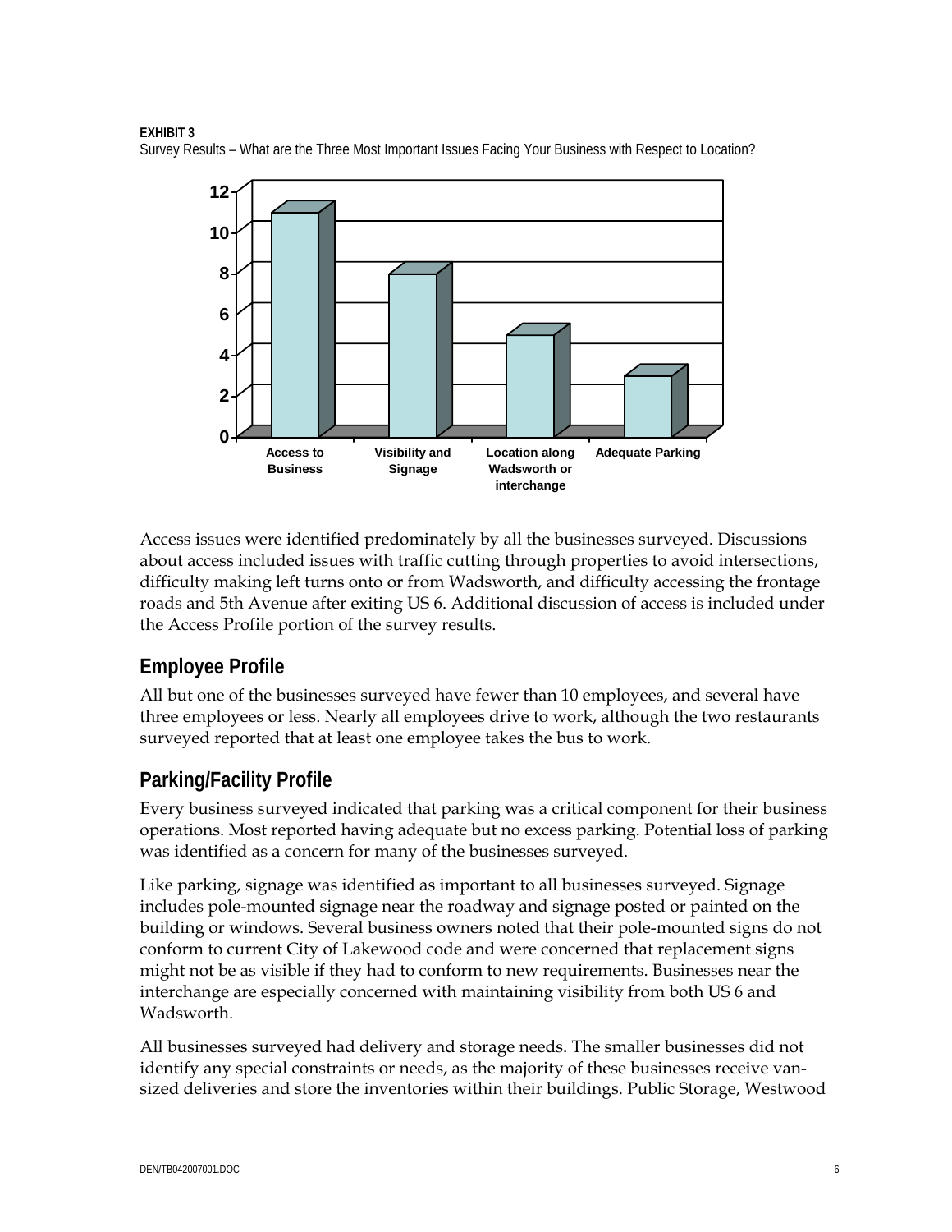**EXHIBIT 3**
Survey Results – What are the Three Most Important Issues Facing Your Business with Respect to Location?

12
10
8
6
4
2
0

Access to Business
Visibility and Signage
Location along Wadsworth or interchange
Adequate Parking

Access issues were identified predominately by all the businesses surveyed. Discussions about access included issues with traffic cutting through properties to avoid intersections, difficulty making left turns onto or from Wadsworth, and difficulty accessing the frontage roads and 5th Avenue after exiting US 6. Additional discussion of access is included under the Access Profile portion of the survey results.

## Employee Profile

All but one of the businesses surveyed have fewer than 10 employees, and several have three employees or less. Nearly all employees drive to work, although the two restaurants surveyed reported that at least one employee takes the bus to work.

## Parking/Facility Profile

Every business surveyed indicated that parking was a critical component for their business operations. Most reported having adequate but no excess parking. Potential loss of parking was identified as a concern for many of the businesses surveyed.

Like parking, signage was identified as important to all businesses surveyed. Signage includes pole-mounted signage near the roadway and signage posted or painted on the building or windows. Several business owners noted that their pole-mounted signs do not conform to current City of Lakewood code and were concerned that replacement signs might not be as visible if they had to conform to new requirements. Businesses near the interchange are especially concerned with maintaining visibility from both US 6 and Wadsworth.

All businesses surveyed had delivery and storage needs. The smaller businesses did not identify any special constraints or needs, as the majority of these businesses receive van-sized deliveries and store the inventories within their buildings. Public Storage, Westwood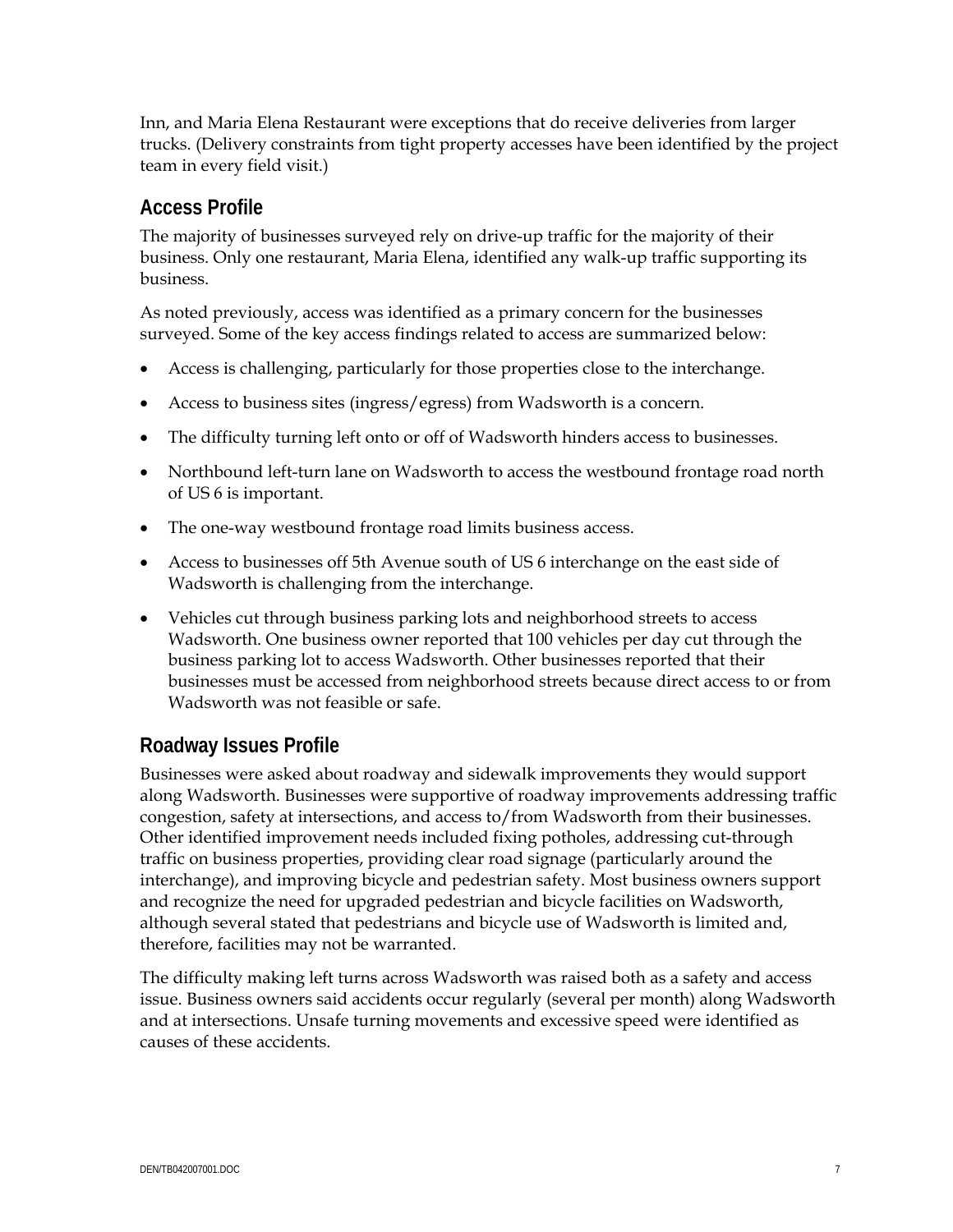Inn, and Maria Elena Restaurant were exceptions that do receive deliveries from larger trucks. (Delivery constraints from tight property accesses have been identified by the project team in every field visit.)

## Access Profile

The majority of businesses surveyed rely on drive-up traffic for the majority of their business. Only one restaurant, Maria Elena, identified any walk-up traffic supporting its business.

As noted previously, access was identified as a primary concern for the businesses surveyed. Some of the key access findings related to access are summarized below:

- Access is challenging, particularly for those properties close to the interchange.
- Access to business sites (ingress/egress) from Wadsworth is a concern.
- The difficulty turning left onto or off of Wadsworth hinders access to businesses.
- Northbound left-turn lane on Wadsworth to access the westbound frontage road north of US 6 is important.
- The one-way westbound frontage road limits business access.
- Access to businesses off 5th Avenue south of US 6 interchange on the east side of Wadsworth is challenging from the interchange.
- Vehicles cut through business parking lots and neighborhood streets to access Wadsworth. One business owner reported that 100 vehicles per day cut through the business parking lot to access Wadsworth. Other businesses reported that their businesses must be accessed from neighborhood streets because direct access to or from Wadsworth was not feasible or safe.

## Roadway Issues Profile

Businesses were asked about roadway and sidewalk improvements they would support along Wadsworth. Businesses were supportive of roadway improvements addressing traffic congestion, safety at intersections, and access to/from Wadsworth from their businesses. Other identified improvement needs included fixing potholes, addressing cut-through traffic on business properties, providing clear road signage (particularly around the interchange), and improving bicycle and pedestrian safety. Most business owners support and recognize the need for upgraded pedestrian and bicycle facilities on Wadsworth, although several stated that pedestrians and bicycle use of Wadsworth is limited and, therefore, facilities may not be warranted.

The difficulty making left turns across Wadsworth was raised both as a safety and access issue. Business owners said accidents occur regularly (several per month) along Wadsworth and at intersections. Unsafe turning movements and excessive speed were identified as causes of these accidents.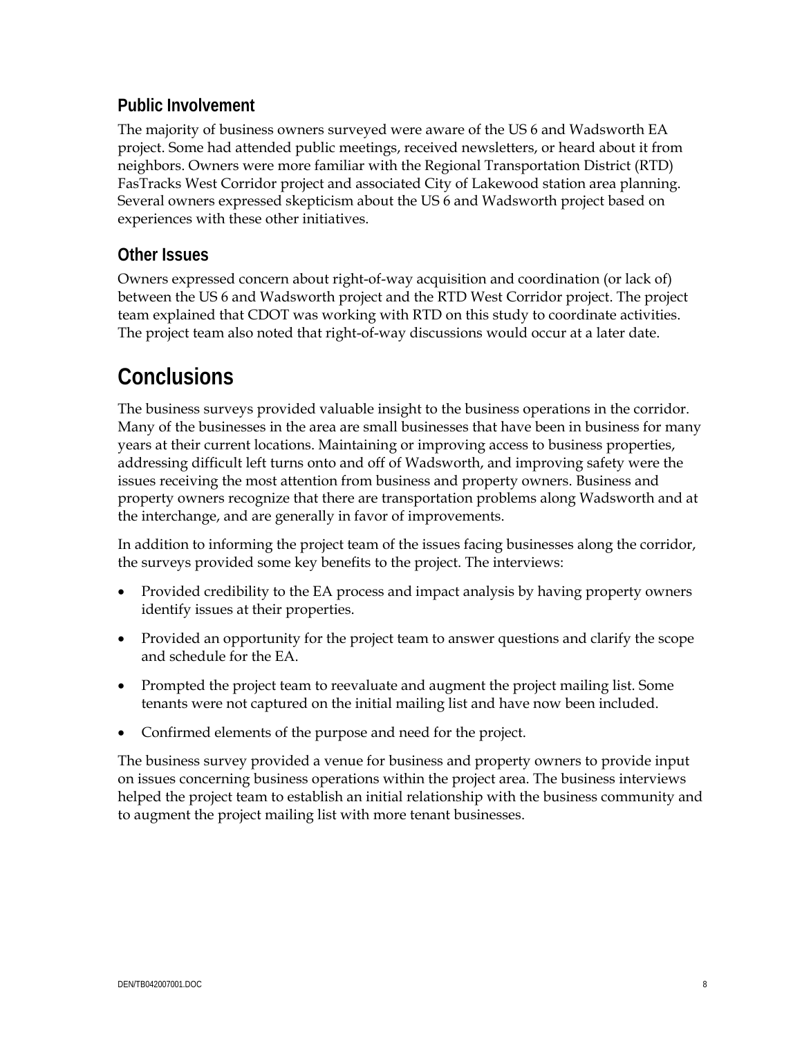### Public Involvement

The majority of business owners surveyed were aware of the US 6 and Wadsworth EA project. Some had attended public meetings, received newsletters, or heard about it from neighbors. Owners were more familiar with the Regional Transportation District (RTD) FasTracks West Corridor project and associated City of Lakewood station area planning. Several owners expressed skepticism about the US 6 and Wadsworth project based on experiences with these other initiatives.

### Other Issues

Owners expressed concern about right-of-way acquisition and coordination (or lack of) between the US 6 and Wadsworth project and the RTD West Corridor project. The project team explained that CDOT was working with RTD on this study to coordinate activities. The project team also noted that right-of-way discussions would occur at a later date.

## Conclusions

The business surveys provided valuable insight to the business operations in the corridor. Many of the businesses in the area are small businesses that have been in business for many years at their current locations. Maintaining or improving access to business properties, addressing difficult left turns onto and off of Wadsworth, and improving safety were the issues receiving the most attention from business and property owners. Business and property owners recognize that there are transportation problems along Wadsworth and at the interchange, and are generally in favor of improvements.

In addition to informing the project team of the issues facing businesses along the corridor, the surveys provided some key benefits to the project. The interviews:

- Provided credibility to the EA process and impact analysis by having property owners identify issues at their properties.
- Provided an opportunity for the project team to answer questions and clarify the scope and schedule for the EA.
- Prompted the project team to reevaluate and augment the project mailing list. Some tenants were not captured on the initial mailing list and have now been included.
- Confirmed elements of the purpose and need for the project.

The business survey provided a venue for business and property owners to provide input on issues concerning business operations within the project area. The business interviews helped the project team to establish an initial relationship with the business community and to augment the project mailing list with more tenant businesses.